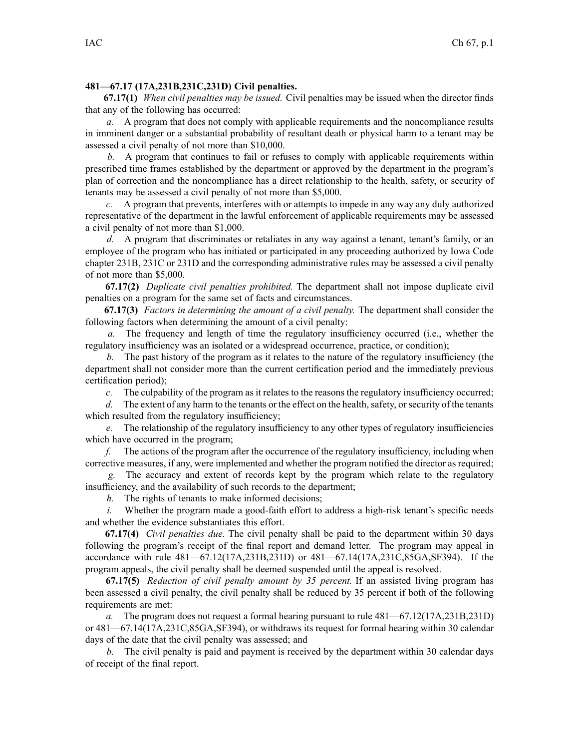**481—67.17 (17A,231B,231C,231D) Civil penalties.**

**67.17(1)** *When civil penalties may be issued.* Civil penalties may be issued when the director finds that any of the following has occurred:

*a.* A program that does not comply with applicable requirements and the noncompliance results in imminent danger or a substantial probability of resultant death or physical harm to a tenant may be assessed a civil penalty of not more than $10,000.

*b.* A program that continues to fail or refuses to comply with applicable requirements within prescribed time frames established by the department or approved by the department in the program's plan of correction and the noncompliance has a direct relationship to the health, safety, or security of tenants may be assessed a civil penalty of not more than $5,000.

*c.* A program that prevents, interferes with or attempts to impede in any way any duly authorized representative of the department in the lawful enforcement of applicable requirements may be assessed a civil penalty of not more than $1,000.

*d.* A program that discriminates or retaliates in any way against a tenant, tenant's family, or an employee of the program who has initiated or participated in any proceeding authorized by Iowa Code chapter 231B, 231C or 231D and the corresponding administrative rules may be assessed a civil penalty of not more than $5,000.

**67.17(2)** *Duplicate civil penalties prohibited.* The department shall not impose duplicate civil penalties on a program for the same set of facts and circumstances.

**67.17(3)** *Factors in determining the amount of a civil penalty.* The department shall consider the following factors when determining the amount of a civil penalty:

*a.* The frequency and length of time the regulatory insufficiency occurred (i.e., whether the regulatory insufficiency was an isolated or a widespread occurrence, practice, or condition);

*b.* The past history of the program as it relates to the nature of the regulatory insufficiency (the department shall not consider more than the current certification period and the immediately previous certification period);

*c.* The culpability of the program as it relates to the reasons the regulatory insufficiency occurred;

*d.* The extent of any harm to the tenants or the effect on the health, safety, or security of the tenants which resulted from the regulatory insufficiency;

*e.* The relationship of the regulatory insufficiency to any other types of regulatory insufficiencies which have occurred in the program;

*f.* The actions of the program after the occurrence of the regulatory insufficiency, including when corrective measures, if any, were implemented and whether the program notified the director as required;

*g.* The accuracy and extent of records kept by the program which relate to the regulatory insufficiency, and the availability of such records to the department;

*h.* The rights of tenants to make informed decisions;

*i.* Whether the program made a good-faith effort to address a high-risk tenant's specific needs and whether the evidence substantiates this effort.

**67.17(4)** *Civil penalties due.* The civil penalty shall be paid to the department within 30 days following the program's receipt of the final report and demand letter. The program may appeal in accordance with rule 481—67.12(17A,231B,231D) or 481—67.14(17A,231C,85GA,SF394). If the program appeals, the civil penalty shall be deemed suspended until the appeal is resolved.

**67.17(5)** *Reduction of civil penalty amount by 35 percent.* If an assisted living program has been assessed a civil penalty, the civil penalty shall be reduced by 35 percent if both of the following requirements are met:

*a.* The program does not request a formal hearing pursuant to rule 481—67.12(17A,231B,231D) or 481—67.14(17A,231C,85GA,SF394), or withdraws its request for formal hearing within 30 calendar days of the date that the civil penalty was assessed; and

*b.* The civil penalty is paid and payment is received by the department within 30 calendar days of receipt of the final report.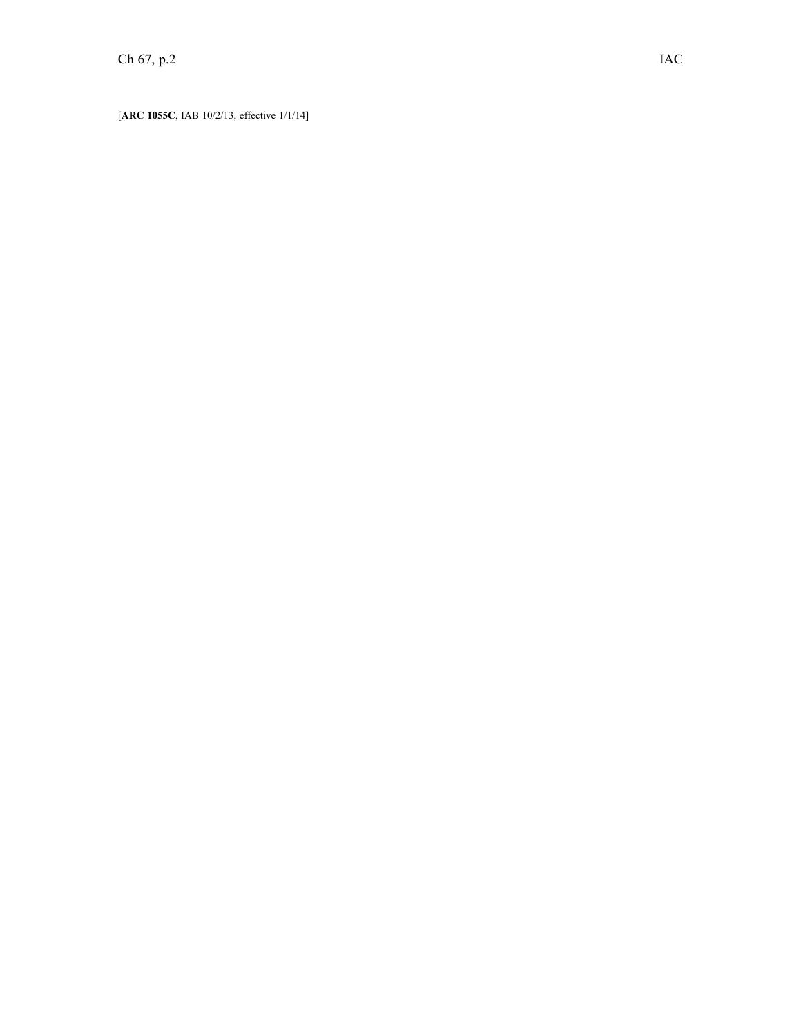[**ARC 1055C**, IAB 10/2/13, effective 1/1/14]